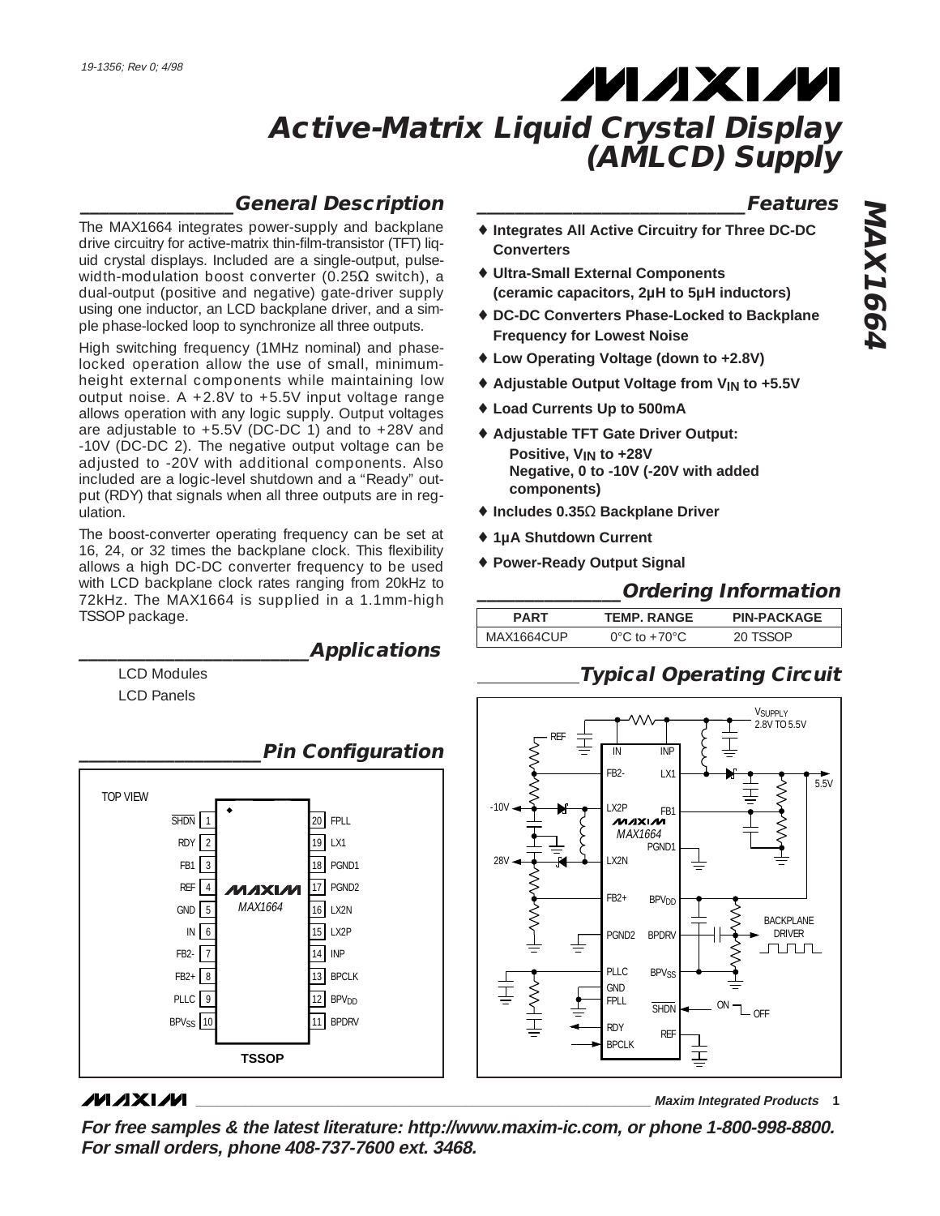# Active-Matrix Liquid Crystal Display (AMLCD) Supply

## MAX1664

## General Description

The MAX1664 integrates power-supply and backplane drive circuitry for active-matrix thin-film-transistor (TFT) liquid crystal displays. Included are a single-output, pulse-width-modulation boost converter (0.25Ω switch), a dual-output (positive and negative) gate-driver supply using one inductor, an LCD backplane driver, and a simple phase-locked loop to synchronize all three outputs.

High switching frequency (1MHz nominal) and phase-locked operation allow the use of small, minimum-height external components while maintaining low output noise. A +2.8V to +5.5V input voltage range allows operation with any logic supply. Output voltages are adjustable to +5.5V (DC-DC 1) and to +28V and -10V (DC-DC 2). The negative output voltage can be adjusted to -20V with additional components. Also included are a logic-level shutdown and a "Ready" output (RDY) that signals when all three outputs are in regulation.

The boost-converter operating frequency can be set at 16, 24, or 32 times the backplane clock. This flexibility allows a high DC-DC converter frequency to be used with LCD backplane clock rates ranging from 20kHz to 72kHz. The MAX1664 is supplied in a 1.1mm-high TSSOP package.

## Applications

- LCD Modules
- LCD Panels

## Features

- ♦ Integrates All Active Circuitry for Three DC-DC Converters
- ♦ Ultra-Small External Components (ceramic capacitors, 2µH to 5µH inductors)
- ♦ DC-DC Converters Phase-Locked to Backplane Frequency for Lowest Noise
- ♦ Low Operating Voltage (down to +2.8V)
- ♦ Adjustable Output Voltage from $V_{IN}$ to +5.5V
- ♦ Load Currents Up to 500mA
- ♦ Adjustable TFT Gate Driver Output:
  - Positive, $V_{IN}$ to +28V
  - Negative, 0 to -10V (-20V with added components)
- ♦ Includes 0.35Ω Backplane Driver
- ♦ 1µA Shutdown Current
- ♦ Power-Ready Output Signal

## Ordering Information

| PART | TEMP. RANGE | PIN-PACKAGE |
|---|---|---|
| MAX1664CUP | 0°C to +70°C | 20 TSSOP |

## Pin Configuration

TOP VIEW — TSSOP

| Pin | Name | Pin | Name |
|---|---|---|---|
| 1 | SHDN | 20 | FPLL |
| 2 | RDY | 19 | LX1 |
| 3 | FB1 | 18 | PGND1 |
| 4 | REF | 17 | PGND2 |
| 5 | GND | 16 | LX2N |
| 6 | IN | 15 | LX2P |
| 7 | FB2- | 14 | INP |
| 8 | FB2+ | 13 | BPCLK |
| 9 | PLLC | 12 | $BPV_{DD}$ |
| 10 | $BPV_{SS}$ | 11 | BPDRV |

## Typical Operating Circuit

$V_{SUPPLY}$ 2.8V TO 5.5V; outputs: 5.5V, -10V, 28V; BACKPLANE DRIVER; SHDN ON/OFF.

**For free samples & the latest literature: http://www.maxim-ic.com, or phone 1-800-998-8800.**
**For small orders, phone 408-737-7600 ext. 3468.**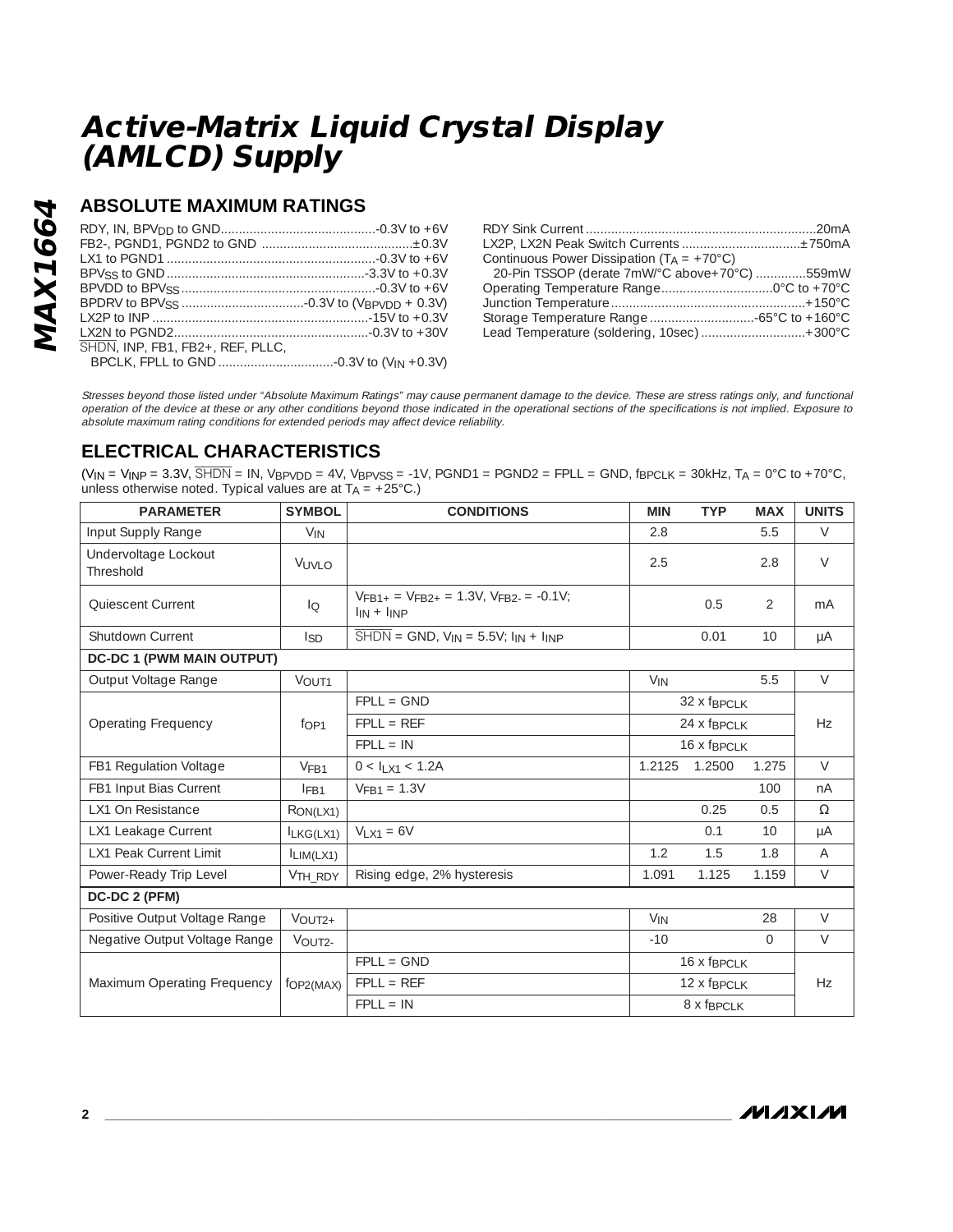# Active-Matrix Liquid Crystal Display (AMLCD) Supply

## ABSOLUTE MAXIMUM RATINGS

RDY, IN, $BPV_{DD}$ to GND ..........................................-0.3V to +6V
FB2-, PGND1, PGND2 to GND ..........................................±0.3V
LX1 to PGND1 ..........................................................-0.3V to +6V
$BPV_{SS}$ to GND ......................................................-3.3V to +0.3V
BPVDD to $BPV_{SS}$ ....................................................-0.3V to +6V
BPDRV to $BPV_{SS}$ ..................................-0.3V to ($V_{BPVDD}$ + 0.3V)
LX2P to INP ............................................................-15V to +0.3V
LX2N to PGND2......................................................-0.3V to +30V
$\overline{SHDN}$, INP, FB1, FB2+, REF, PLLC,
BPCLK, FPLL to GND ................................-0.3V to ($V_{IN}$ +0.3V)

RDY Sink Current ...............................................................20mA
LX2P, LX2N Peak Switch Currents .................................±750mA
Continuous Power Dissipation ($T_A$ = +70°C)
20-Pin TSSOP (derate 7mW/°C above+70°C) ..............559mW
Operating Temperature Range...............................0°C to +70°C
Junction Temperature......................................................+150°C
Storage Temperature Range .............................-65°C to +160°C
Lead Temperature (soldering, 10sec) .............................+300°C

*Stresses beyond those listed under "Absolute Maximum Ratings" may cause permanent damage to the device. These are stress ratings only, and functional operation of the device at these or any other conditions beyond those indicated in the operational sections of the specifications is not implied. Exposure to absolute maximum rating conditions for extended periods may affect device reliability.*

## ELECTRICAL CHARACTERISTICS

($V_{IN}$ = $V_{INP}$ = 3.3V, $\overline{SHDN}$ = IN, $V_{BPVDD}$ = 4V, $V_{BPVSS}$ = -1V, PGND1 = PGND2 = FPLL = GND, $f_{BPCLK}$ = 30kHz, $T_A$ = 0°C to +70°C, unless otherwise noted. Typical values are at $T_A$ = +25°C.)

| PARAMETER | SYMBOL | CONDITIONS | MIN | TYP | MAX | UNITS |
|---|---|---|---|---|---|---|
| Input Supply Range | $V_{IN}$ | | 2.8 | | 5.5 | V |
| Undervoltage Lockout Threshold | $V_{UVLO}$ | | 2.5 | | 2.8 | V |
| Quiescent Current | $I_Q$ | $V_{FB1+}$ = $V_{FB2+}$ = 1.3V, $V_{FB2-}$ = -0.1V; $I_{IN}$ + $I_{INP}$ | | 0.5 | 2 | mA |
| Shutdown Current | $I_{SD}$ | $\overline{SHDN}$ = GND, $V_{IN}$ = 5.5V; $I_{IN}$ + $I_{INP}$ | | 0.01 | 10 | µA |
| **DC-DC 1 (PWM MAIN OUTPUT)** | | | | | | |
| Output Voltage Range | $V_{OUT1}$ | | $V_{IN}$ | | 5.5 | V |
| Operating Frequency | $f_{OP1}$ | FPLL = GND | | 32 x $f_{BPCLK}$ | | Hz |
| | | FPLL = REF | | 24 x $f_{BPCLK}$ | | |
| | | FPLL = IN | | 16 x $f_{BPCLK}$ | | |
| FB1 Regulation Voltage | $V_{FB1}$ | 0 < $I_{LX1}$ < 1.2A | 1.2125 | 1.2500 | 1.275 | V |
| FB1 Input Bias Current | $I_{FB1}$ | $V_{FB1}$ = 1.3V | | | 100 | nA |
| LX1 On Resistance | $R_{ON(LX1)}$ | | | 0.25 | 0.5 | Ω |
| LX1 Leakage Current | $I_{LKG(LX1)}$ | $V_{LX1}$ = 6V | | 0.1 | 10 | µA |
| LX1 Peak Current Limit | $I_{LIM(LX1)}$ | | 1.2 | 1.5 | 1.8 | A |
| Power-Ready Trip Level | $V_{TH\_RDY}$ | Rising edge, 2% hysteresis | 1.091 | 1.125 | 1.159 | V |
| **DC-DC 2 (PFM)** | | | | | | |
| Positive Output Voltage Range | $V_{OUT2+}$ | | $V_{IN}$ | | 28 | V |
| Negative Output Voltage Range | $V_{OUT2-}$ | | -10 | | 0 | V |
| Maximum Operating Frequency | $f_{OP2(MAX)}$ | FPLL = GND | | 16 x $f_{BPCLK}$ | | Hz |
| | | FPLL = REF | | 12 x $f_{BPCLK}$ | | |
| | | FPLL = IN | | 8 x $f_{BPCLK}$ | | |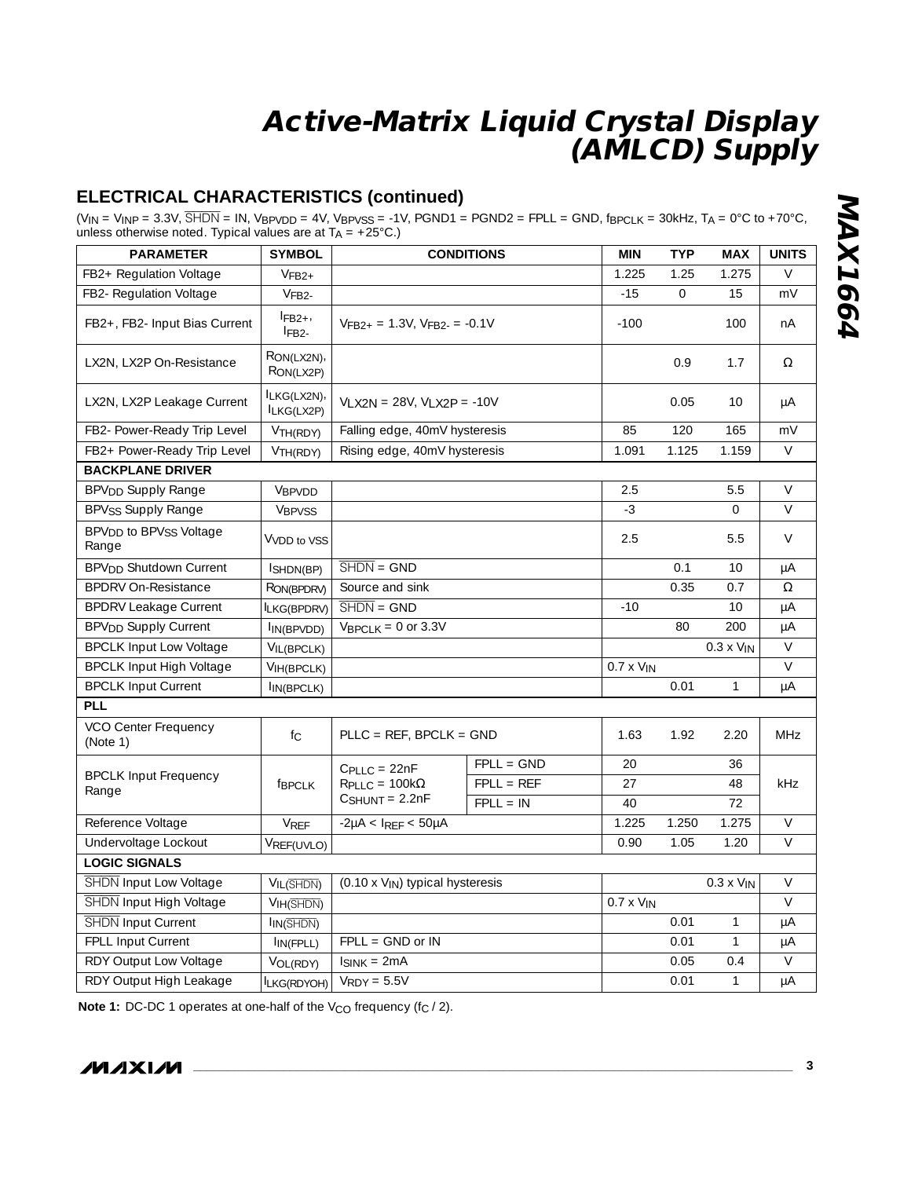## ELECTRICAL CHARACTERISTICS (continued)

($V_{IN}$ = $V_{INP}$ = 3.3V, $\overline{SHDN}$ = IN, $V_{BPVDD}$ = 4V, $V_{BPVSS}$ = -1V, PGND1 = PGND2 = FPLL = GND, $f_{BPCLK}$ = 30kHz, $T_A$ = 0°C to +70°C, unless otherwise noted. Typical values are at $T_A$ = +25°C.)

| PARAMETER | SYMBOL | CONDITIONS | | MIN | TYP | MAX | UNITS |
|---|---|---|---|---|---|---|---|
| FB2+ Regulation Voltage | $V_{FB2+}$ | | | 1.225 | 1.25 | 1.275 | V |
| FB2- Regulation Voltage | $V_{FB2-}$ | | | -15 | 0 | 15 | mV |
| FB2+, FB2- Input Bias Current | $I_{FB2+}$, $I_{FB2-}$ | $V_{FB2+}$ = 1.3V, $V_{FB2-}$ = -0.1V | | -100 | | 100 | nA |
| LX2N, LX2P On-Resistance | $R_{ON(LX2N)}$, $R_{ON(LX2P)}$ | | | | 0.9 | 1.7 | Ω |
| LX2N, LX2P Leakage Current | $I_{LKG(LX2N)}$, $I_{LKG(LX2P)}$ | $V_{LX2N}$ = 28V, $V_{LX2P}$ = -10V | | | 0.05 | 10 | µA |
| FB2- Power-Ready Trip Level | $V_{TH(RDY)}$ | Falling edge, 40mV hysteresis | | 85 | 120 | 165 | mV |
| FB2+ Power-Ready Trip Level | $V_{TH(RDY)}$ | Rising edge, 40mV hysteresis | | 1.091 | 1.125 | 1.159 | V |
| **BACKPLANE DRIVER** | | | | | | | |
| $BPV_{DD}$ Supply Range | $V_{BPVDD}$ | | | 2.5 | | 5.5 | V |
| $BPV_{SS}$ Supply Range | $V_{BPVSS}$ | | | -3 | | 0 | V |
| $BPV_{DD}$ to $BPV_{SS}$ Voltage Range | $V_{VDD\ to\ VSS}$ | | | 2.5 | | 5.5 | V |
| $BPV_{DD}$ Shutdown Current | $I_{SHDN(BP)}$ | $\overline{SHDN}$ = GND | | | 0.1 | 10 | µA |
| BPDRV On-Resistance | $R_{ON(BPDRV)}$ | Source and sink | | | 0.35 | 0.7 | Ω |
| BPDRV Leakage Current | $I_{LKG(BPDRV)}$ | $\overline{SHDN}$ = GND | | -10 | | 10 | µA |
| $BPV_{DD}$ Supply Current | $I_{IN(BPVDD)}$ | $V_{BPCLK}$ = 0 or 3.3V | | | 80 | 200 | µA |
| BPCLK Input Low Voltage | $V_{IL(BPCLK)}$ | | | | | 0.3 x $V_{IN}$ | V |
| BPCLK Input High Voltage | $V_{IH(BPCLK)}$ | | | 0.7 x $V_{IN}$ | | | V |
| BPCLK Input Current | $I_{IN(BPCLK)}$ | | | | 0.01 | 1 | µA |
| **PLL** | | | | | | | |
| VCO Center Frequency (Note 1) | $f_C$ | PLLC = REF, BPCLK = GND | | 1.63 | 1.92 | 2.20 | MHz |
| BPCLK Input Frequency Range | $f_{BPCLK}$ | $C_{PLLC}$ = 22nF, $R_{PLLC}$ = 100kΩ, $C_{SHUNT}$ = 2.2nF | FPLL = GND | 20 | | 36 | kHz |
| | | | FPLL = REF | 27 | | 48 | |
| | | | FPLL = IN | 40 | | 72 | |
| Reference Voltage | $V_{REF}$ | -2µA < $I_{REF}$ < 50µA | | 1.225 | 1.250 | 1.275 | V |
| Undervoltage Lockout | $V_{REF(UVLO)}$ | | | 0.90 | 1.05 | 1.20 | V |
| **LOGIC SIGNALS** | | | | | | | |
| $\overline{SHDN}$ Input Low Voltage | $V_{IL(\overline{SHDN})}$ | (0.10 x $V_{IN}$) typical hysteresis | | | | 0.3 x $V_{IN}$ | V |
| $\overline{SHDN}$ Input High Voltage | $V_{IH(\overline{SHDN})}$ | | | 0.7 x $V_{IN}$ | | | V |
| $\overline{SHDN}$ Input Current | $I_{IN(\overline{SHDN})}$ | | | | 0.01 | 1 | µA |
| FPLL Input Current | $I_{IN(FPLL)}$ | FPLL = GND or IN | | | 0.01 | 1 | µA |
| RDY Output Low Voltage | $V_{OL(RDY)}$ | $I_{SINK}$ = 2mA | | | 0.05 | 0.4 | V |
| RDY Output High Leakage | $I_{LKG(RDYOH)}$ | $V_{RDY}$ = 5.5V | | | 0.01 | 1 | µA |

**Note 1:** DC-DC 1 operates at one-half of the $V_{CO}$ frequency ($f_C$ / 2).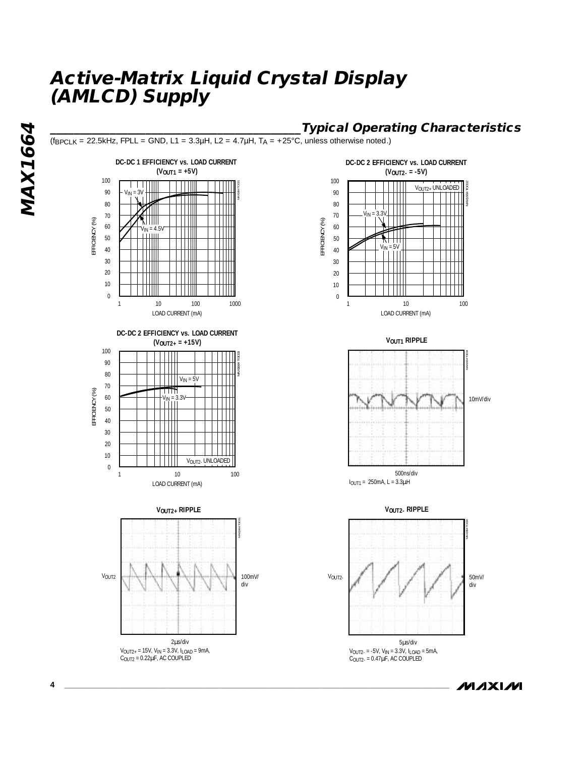# Active-Matrix Liquid Crystal Display (AMLCD) Supply

## Typical Operating Characteristics

($f_{BPCLK}$ = 22.5kHz, FPLL = GND, L1 = 3.3µH, L2 = 4.7µH, $T_A$ = +25°C, unless otherwise noted.)

**DC-DC 1 EFFICIENCY vs. LOAD CURRENT ($V_{OUT1}$ = +5V)**

$V_{IN}$ = 3V
$V_{IN}$ = 4.5V

EFFICIENCY (%)
LOAD CURRENT (mA)

**DC-DC 2 EFFICIENCY vs. LOAD CURRENT ($V_{OUT2-}$ = -5V)**

$V_{OUT2+}$ UNLOADED
$V_{IN}$ = 3.3V
$V_{IN}$ = 5V

EFFICIENCY (%)
LOAD CURRENT (mA)

**DC-DC 2 EFFICIENCY vs. LOAD CURRENT ($V_{OUT2+}$ = +15V)**

$V_{IN}$ = 5V
$V_{IN}$ = 3.3V
$V_{OUT2-}$ UNLOADED

EFFICIENCY (%)
LOAD CURRENT (mA)

**$V_{OUT1}$ RIPPLE**

10mV/div
500ns/div
$I_{OUT1}$ = 250mA, L = 3.3µH

**$V_{OUT2+}$ RIPPLE**

$V_{OUT2}$
100mV/div
2µs/div
$V_{OUT2+}$ = 15V, $V_{IN}$ = 3.3V, $I_{LOAD}$ = 9mA, $C_{OUT2}$ = 0.22µF, AC COUPLED

**$V_{OUT2-}$ RIPPLE**

$V_{OUT2-}$
50mV/div
5µs/div
$V_{OUT2-}$ = -5V, $V_{IN}$ = 3.3V, $I_{LOAD}$ = 5mA, $C_{OUT2-}$ = 0.47µF, AC COUPLED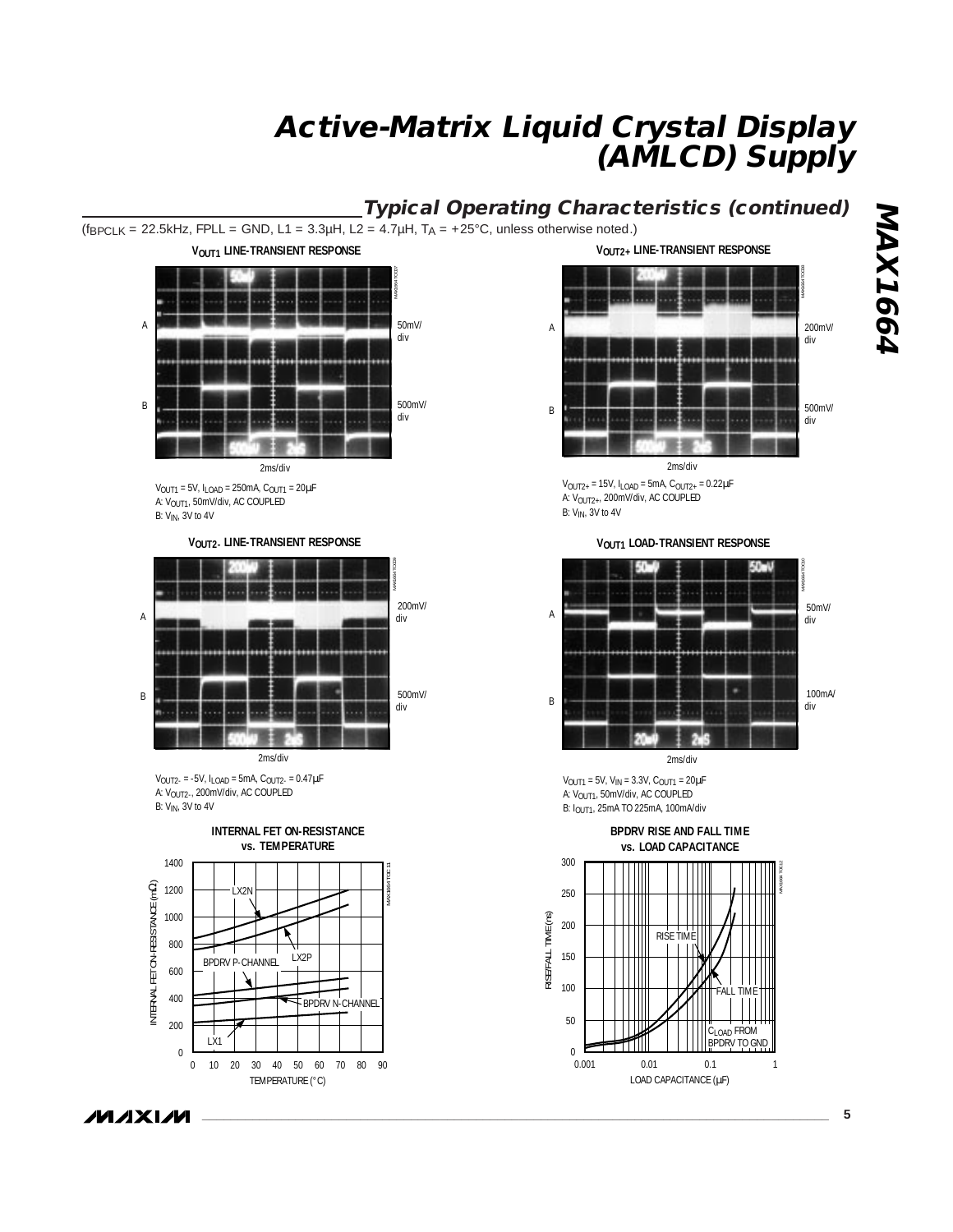## Typical Operating Characteristics (continued)

($f_{BPCLK}$ = 22.5kHz, FPLL = GND, L1 = 3.3µH, L2 = 4.7µH, $T_A$ = +25°C, unless otherwise noted.)

**$V_{OUT1}$ LINE-TRANSIENT RESPONSE**

A: 50mV/div
B: 500mV/div
2ms/div

$V_{OUT1}$ = 5V, $I_{LOAD}$ = 250mA, $C_{OUT1}$ = 20µF
A: $V_{OUT1}$, 50mV/div, AC COUPLED
B: $V_{IN}$, 3V to 4V

**$V_{OUT2+}$ LINE-TRANSIENT RESPONSE**

A: 200mV/div
B: 500mV/div
2ms/div

$V_{OUT2+}$ = 15V, $I_{LOAD}$ = 5mA, $C_{OUT2+}$ = 0.22µF
A: $V_{OUT2+}$, 200mV/div, AC COUPLED
B: $V_{IN}$, 3V to 4V

**$V_{OUT2-}$ LINE-TRANSIENT RESPONSE**

A: 200mV/div
B: 500mV/div
2ms/div

$V_{OUT2-}$ = -5V, $I_{LOAD}$ = 5mA, $C_{OUT2-}$ = 0.47µF
A: $V_{OUT2-}$, 200mV/div, AC COUPLED
B: $V_{IN}$, 3V to 4V

**$V_{OUT1}$ LOAD-TRANSIENT RESPONSE**

A: 50mV/div
B: 100mA/div
2ms/div

$V_{OUT1}$ = 5V, $V_{IN}$ = 3.3V, $C_{OUT1}$ = 20µF
A: $V_{OUT1}$, 50mV/div, AC COUPLED
B: $I_{OUT1}$, 25mA TO 225mA, 100mA/div

**INTERNAL FET ON-RESISTANCE vs. TEMPERATURE**

Y-axis: INTERNAL FET ON-RESISTANCE (mΩ), 0 to 1400
X-axis: TEMPERATURE (°C), 0 to 90
Curves: LX2N, LX2P, BPDRV P-CHANNEL, BPDRV N-CHANNEL, LX1

**BPDRV RISE AND FALL TIME vs. LOAD CAPACITANCE**

Y-axis: RISE/FALL TIME (ns), 0 to 300
X-axis: LOAD CAPACITANCE (µF), 0.001 to 1
Curves: RISE TIME, FALL TIME
$C_{LOAD}$ FROM BPDRV TO GND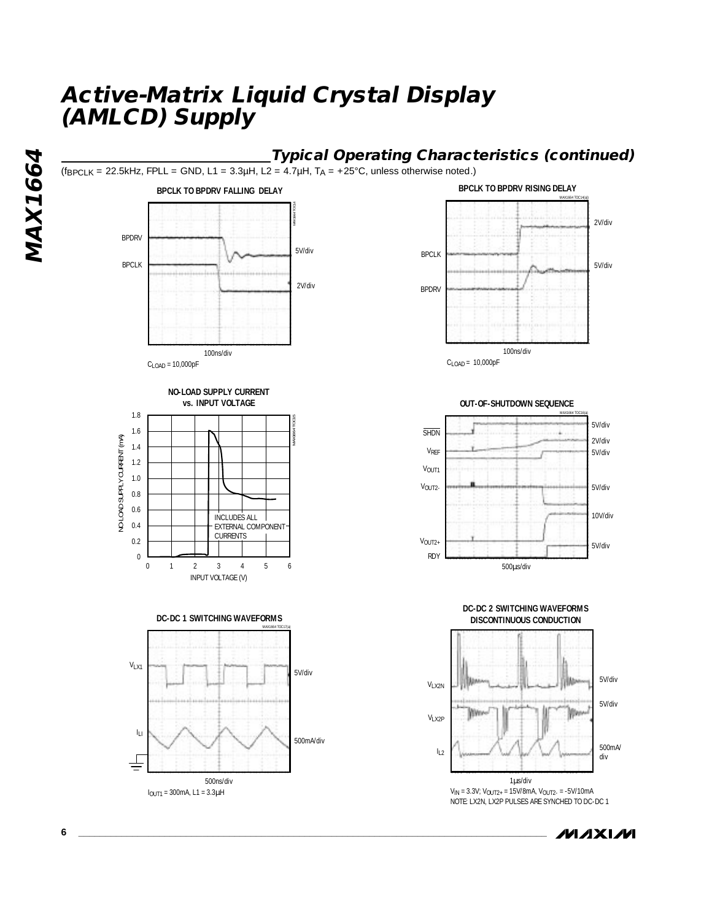## Typical Operating Characteristics (continued)

($f_{BPCLK}$ = 22.5kHz, FPLL = GND, L1 = 3.3µH, L2 = 4.7µH, $T_A$ = +25°C, unless otherwise noted.)

**BPCLK TO BPDRV FALLING DELAY**

BPDRV 5V/div
BPCLK 2V/div
100ns/div
$C_{LOAD}$ = 10,000pF

**BPCLK TO BPDRV RISING DELAY**

BPCLK 2V/div
BPDRV 5V/div
100ns/div
$C_{LOAD}$ = 10,000pF

**NO-LOAD SUPPLY CURRENT vs. INPUT VOLTAGE**

NO-LOAD SUPPLY CURRENT (mA)
INPUT VOLTAGE (V)
INCLUDES ALL EXTERNAL COMPONENT CURRENTS

**OUT-OF-SHUTDOWN SEQUENCE**

SHDN 5V/div
$V_{REF}$ 2V/div
$V_{OUT1}$ 5V/div
$V_{OUT2-}$ 5V/div
$V_{OUT2+}$ 10V/div
RDY 5V/div
500µs/div

**DC-DC 1 SWITCHING WAVEFORMS**

$V_{LX1}$ 5V/div
$I_{L1}$ 500mA/div
500ns/div
$I_{OUT1}$ = 300mA, L1 = 3.3µH

**DC-DC 2 SWITCHING WAVEFORMS DISCONTINUOUS CONDUCTION**

$V_{LX2N}$ 5V/div
$V_{LX2P}$ 5V/div
$I_{L2}$ 500mA/div
1µs/div
$V_{IN}$ = 3.3V; $V_{OUT2+}$ = 15V/8mA, $V_{OUT2-}$ = -5V/10mA
NOTE: LX2N, LX2P PULSES ARE SYNCHED TO DC-DC 1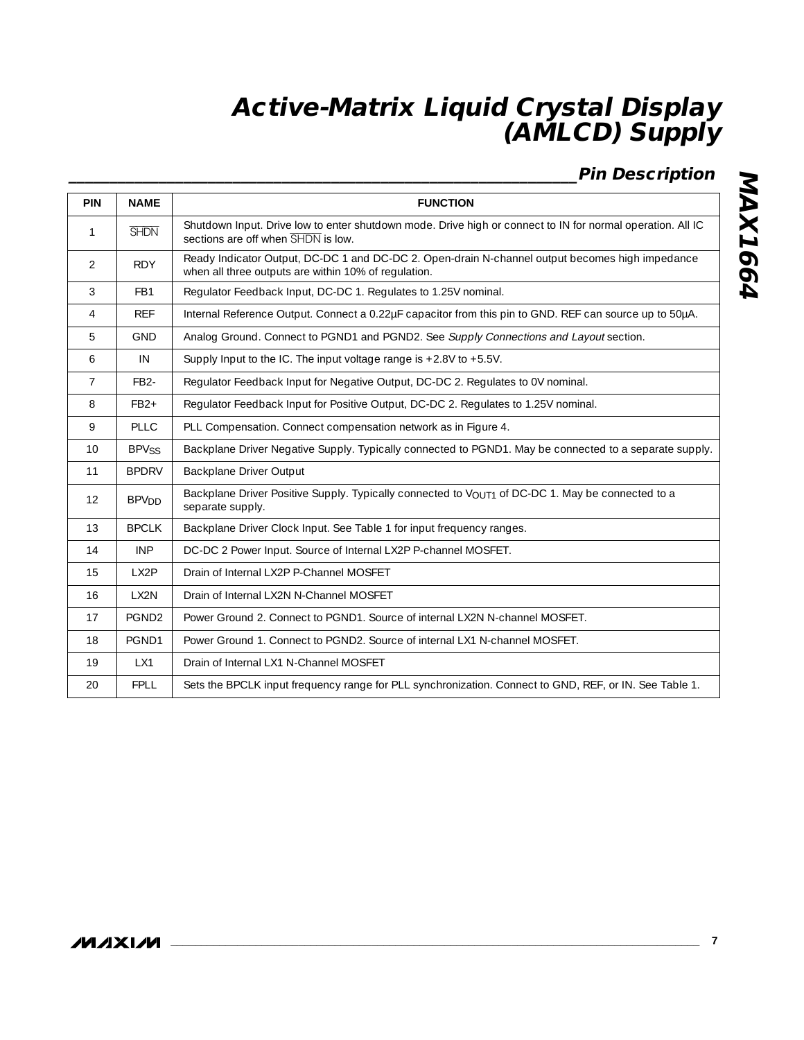## Pin Description

| PIN | NAME | FUNCTION |
|---|---|---|
| 1 | $\overline{SHDN}$ | Shutdown Input. Drive low to enter shutdown mode. Drive high or connect to IN for normal operation. All IC sections are off when $\overline{SHDN}$ is low. |
| 2 | RDY | Ready Indicator Output, DC-DC 1 and DC-DC 2. Open-drain N-channel output becomes high impedance when all three outputs are within 10% of regulation. |
| 3 | FB1 | Regulator Feedback Input, DC-DC 1. Regulates to 1.25V nominal. |
| 4 | REF | Internal Reference Output. Connect a 0.22µF capacitor from this pin to GND. REF can source up to 50µA. |
| 5 | GND | Analog Ground. Connect to PGND1 and PGND2. See *Supply Connections and Layout* section. |
| 6 | IN | Supply Input to the IC. The input voltage range is +2.8V to +5.5V. |
| 7 | FB2- | Regulator Feedback Input for Negative Output, DC-DC 2. Regulates to 0V nominal. |
| 8 | FB2+ | Regulator Feedback Input for Positive Output, DC-DC 2. Regulates to 1.25V nominal. |
| 9 | PLLC | PLL Compensation. Connect compensation network as in Figure 4. |
| 10 | $BPV_{SS}$ | Backplane Driver Negative Supply. Typically connected to PGND1. May be connected to a separate supply. |
| 11 | BPDRV | Backplane Driver Output |
| 12 | $BPV_{DD}$ | Backplane Driver Positive Supply. Typically connected to $V_{OUT1}$ of DC-DC 1. May be connected to a separate supply. |
| 13 | BPCLK | Backplane Driver Clock Input. See Table 1 for input frequency ranges. |
| 14 | INP | DC-DC 2 Power Input. Source of Internal LX2P P-channel MOSFET. |
| 15 | LX2P | Drain of Internal LX2P P-Channel MOSFET |
| 16 | LX2N | Drain of Internal LX2N N-Channel MOSFET |
| 17 | PGND2 | Power Ground 2. Connect to PGND1. Source of internal LX2N N-channel MOSFET. |
| 18 | PGND1 | Power Ground 1. Connect to PGND2. Source of internal LX1 N-channel MOSFET. |
| 19 | LX1 | Drain of Internal LX1 N-Channel MOSFET |
| 20 | FPLL | Sets the BPCLK input frequency range for PLL synchronization. Connect to GND, REF, or IN. See Table 1. |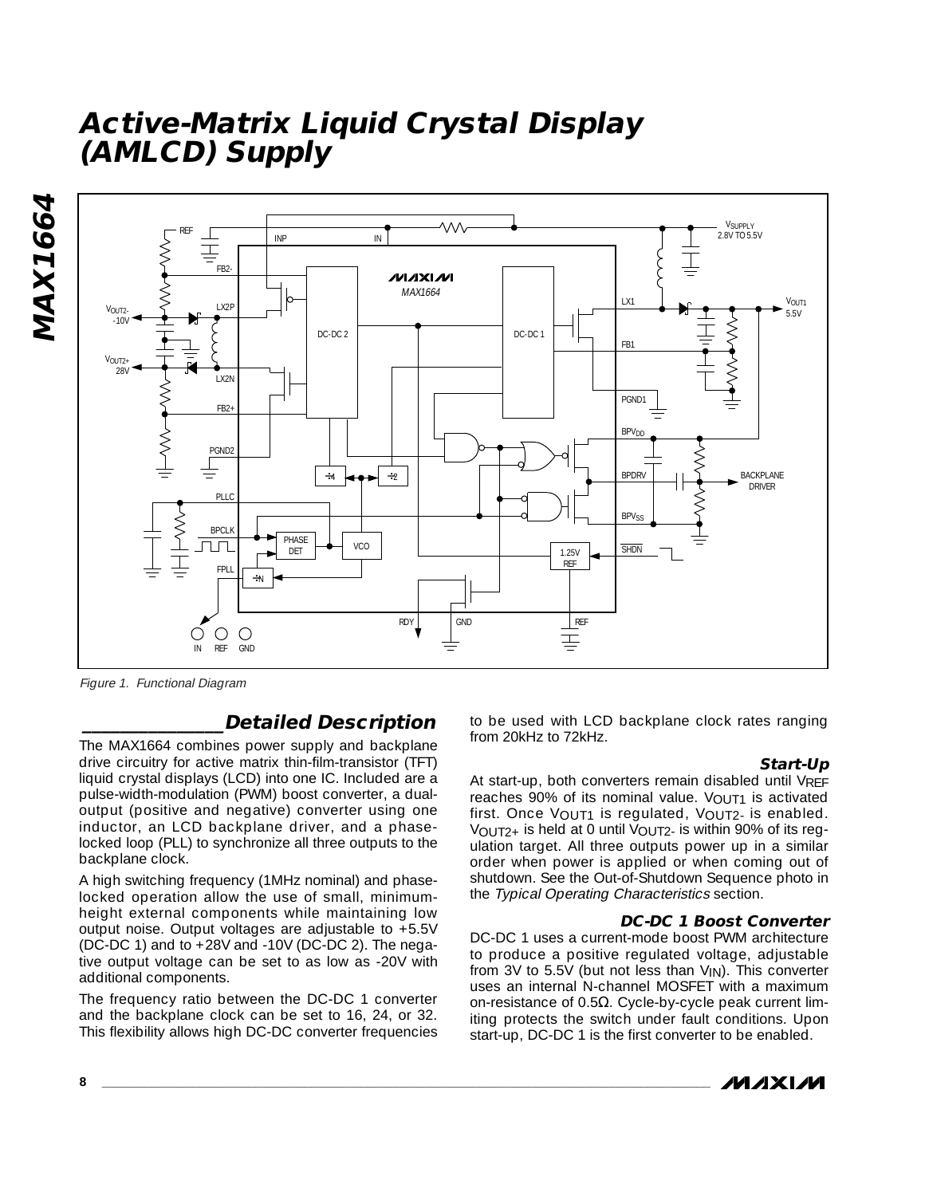# Active-Matrix Liquid Crystal Display (AMLCD) Supply

*Figure 1. Functional Diagram*

## Detailed Description

The MAX1664 combines power supply and backplane drive circuitry for active matrix thin-film-transistor (TFT) liquid crystal displays (LCD) into one IC. Included are a pulse-width-modulation (PWM) boost converter, a dual-output (positive and negative) converter using one inductor, an LCD backplane driver, and a phase-locked loop (PLL) to synchronize all three outputs to the backplane clock.

A high switching frequency (1MHz nominal) and phase-locked operation allow the use of small, minimum-height external components while maintaining low output noise. Output voltages are adjustable to +5.5V (DC-DC 1) and to +28V and -10V (DC-DC 2). The negative output voltage can be set to as low as -20V with additional components.

The frequency ratio between the DC-DC 1 converter and the backplane clock can be set to 16, 24, or 32. This flexibility allows high DC-DC converter frequencies to be used with LCD backplane clock rates ranging from 20kHz to 72kHz.

### Start-Up

At start-up, both converters remain disabled until $V_{REF}$ reaches 90% of its nominal value. $V_{OUT1}$ is activated first. Once $V_{OUT1}$ is regulated, $V_{OUT2-}$ is enabled. $V_{OUT2+}$ is held at 0 until $V_{OUT2-}$ is within 90% of its regulation target. All three outputs power up in a similar order when power is applied or when coming out of shutdown. See the Out-of-Shutdown Sequence photo in the *Typical Operating Characteristics* section.

### DC-DC 1 Boost Converter

DC-DC 1 uses a current-mode boost PWM architecture to produce a positive regulated voltage, adjustable from 3V to 5.5V (but not less than $V_{IN}$). This converter uses an internal N-channel MOSFET with a maximum on-resistance of 0.5Ω. Cycle-by-cycle peak current limiting protects the switch under fault conditions. Upon start-up, DC-DC 1 is the first converter to be enabled.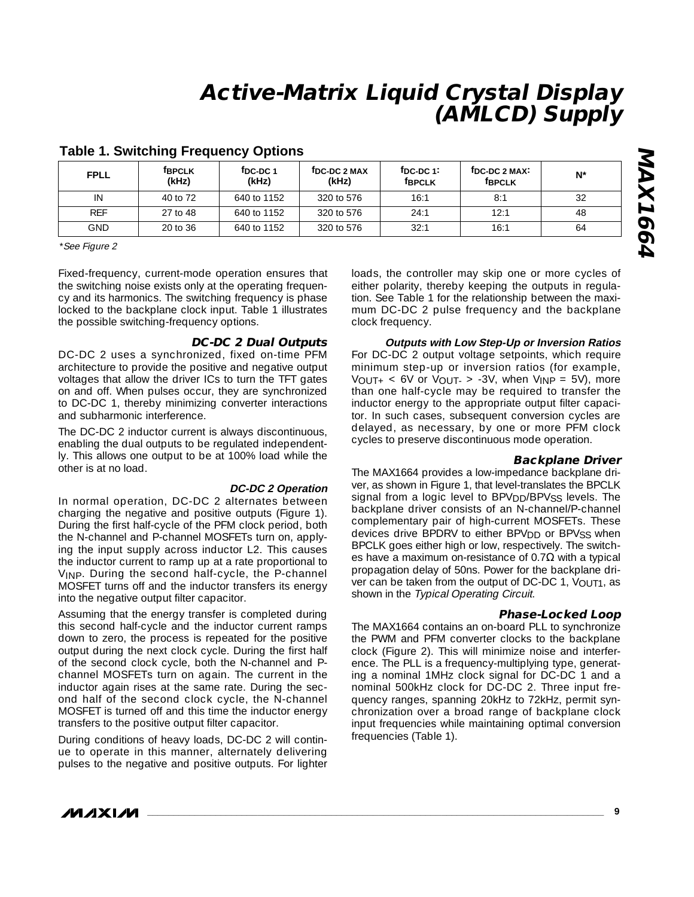### Table 1. Switching Frequency Options

| FPLL | $f_{BPCLK}$ (kHz) | $f_{DC\text{-}DC\ 1}$ (kHz) | $f_{DC\text{-}DC\ 2\ MAX}$ (kHz) | $f_{DC\text{-}DC\ 1}$: $f_{BPCLK}$ | $f_{DC\text{-}DC\ 2\ MAX}$: $f_{BPCLK}$ | N* |
|---|---|---|---|---|---|---|
| IN | 40 to 72 | 640 to 1152 | 320 to 576 | 16:1 | 8:1 | 32 |
| REF | 27 to 48 | 640 to 1152 | 320 to 576 | 24:1 | 12:1 | 48 |
| GND | 20 to 36 | 640 to 1152 | 320 to 576 | 32:1 | 16:1 | 64 |

*\*See Figure 2*

Fixed-frequency, current-mode operation ensures that the switching noise exists only at the operating frequency and its harmonics. The switching frequency is phase locked to the backplane clock input. Table 1 illustrates the possible switching-frequency options.

### DC-DC 2 Dual Outputs

DC-DC 2 uses a synchronized, fixed on-time PFM architecture to provide the positive and negative output voltages that allow the driver ICs to turn the TFT gates on and off. When pulses occur, they are synchronized to DC-DC 1, thereby minimizing converter interactions and subharmonic interference.

The DC-DC 2 inductor current is always discontinuous, enabling the dual outputs to be regulated independently. This allows one output to be at 100% load while the other is at no load.

#### DC-DC 2 Operation

In normal operation, DC-DC 2 alternates between charging the negative and positive outputs (Figure 1). During the first half-cycle of the PFM clock period, both the N-channel and P-channel MOSFETs turn on, applying the input supply across inductor L2. This causes the inductor current to ramp up at a rate proportional to $V_{INP}$. During the second half-cycle, the P-channel MOSFET turns off and the inductor transfers its energy into the negative output filter capacitor.

Assuming that the energy transfer is completed during this second half-cycle and the inductor current ramps down to zero, the process is repeated for the positive output during the next clock cycle. During the first half of the second clock cycle, both the N-channel and P-channel MOSFETs turn on again. The current in the inductor again rises at the same rate. During the second half of the second clock cycle, the N-channel MOSFET is turned off and this time the inductor energy transfers to the positive output filter capacitor.

During conditions of heavy loads, DC-DC 2 will continue to operate in this manner, alternately delivering pulses to the negative and positive outputs. For lighter loads, the controller may skip one or more cycles of either polarity, thereby keeping the outputs in regulation. See Table 1 for the relationship between the maximum DC-DC 2 pulse frequency and the backplane clock frequency.

#### Outputs with Low Step-Up or Inversion Ratios

For DC-DC 2 output voltage setpoints, which require minimum step-up or inversion ratios (for example, $V_{OUT+} < 6V$ or $V_{OUT-} > -3V$, when $V_{INP} = 5V$), more than one half-cycle may be required to transfer the inductor energy to the appropriate output filter capacitor. In such cases, subsequent conversion cycles are delayed, as necessary, by one or more PFM clock cycles to preserve discontinuous mode operation.

### Backplane Driver

The MAX1664 provides a low-impedance backplane driver, as shown in Figure 1, that level-translates the BPCLK signal from a logic level to $BPV_{DD}/BPV_{SS}$ levels. The backplane driver consists of an N-channel/P-channel complementary pair of high-current MOSFETs. These devices drive BPDRV to either $BPV_{DD}$ or $BPV_{SS}$ when BPCLK goes either high or low, respectively. The switches have a maximum on-resistance of 0.7Ω with a typical propagation delay of 50ns. Power for the backplane driver can be taken from the output of DC-DC 1, $V_{OUT1}$, as shown in the *Typical Operating Circuit*.

### Phase-Locked Loop

The MAX1664 contains an on-board PLL to synchronize the PWM and PFM converter clocks to the backplane clock (Figure 2). This will minimize noise and interference. The PLL is a frequency-multiplying type, generating a nominal 1MHz clock signal for DC-DC 1 and a nominal 500kHz clock for DC-DC 2. Three input frequency ranges, spanning 20kHz to 72kHz, permit synchronization over a broad range of backplane clock input frequencies while maintaining optimal conversion frequencies (Table 1).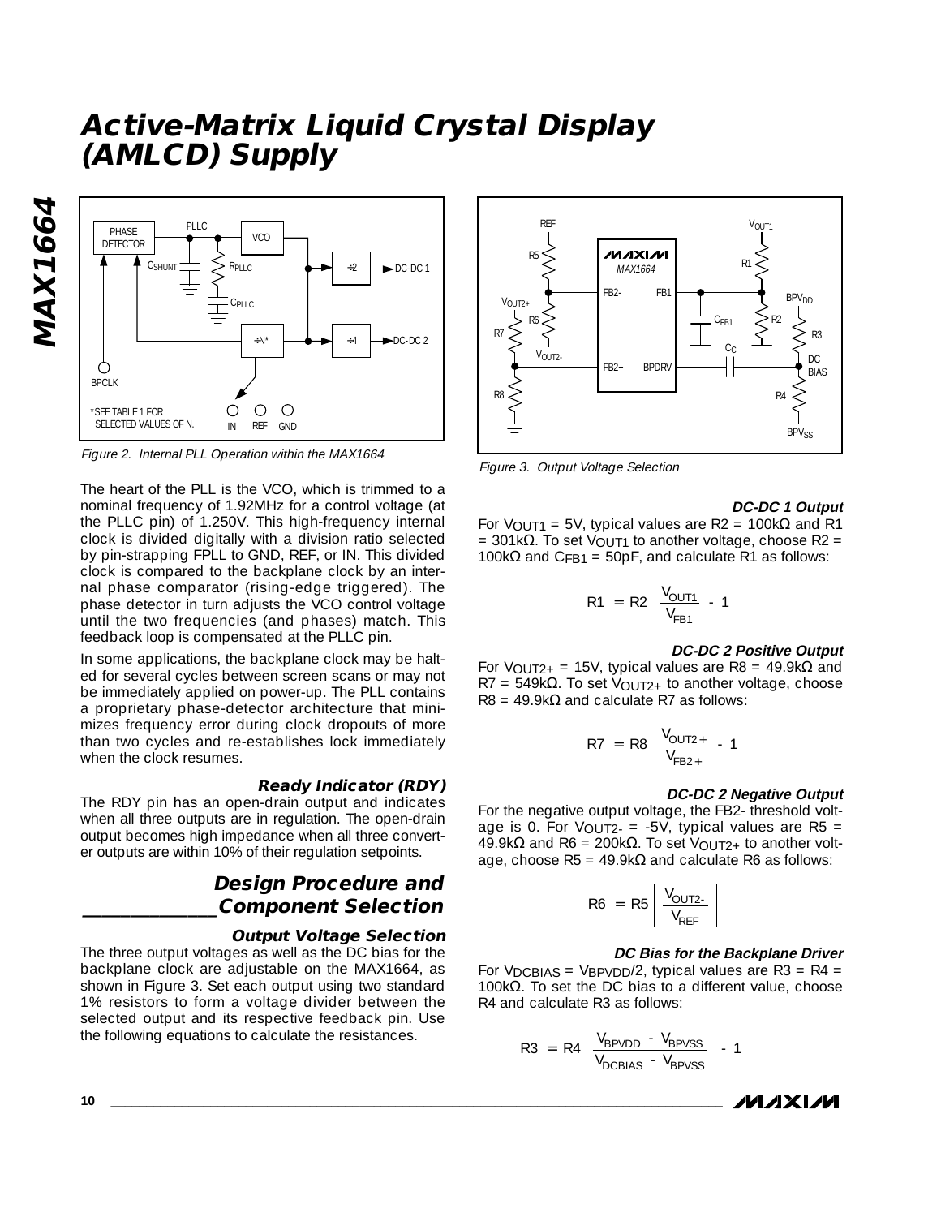# Active-Matrix Liquid Crystal Display (AMLCD) Supply

Figure 2. Internal PLL Operation within the MAX1664

The heart of the PLL is the VCO, which is trimmed to a nominal frequency of 1.92MHz for a control voltage (at the PLLC pin) of 1.250V. This high-frequency internal clock is divided digitally with a division ratio selected by pin-strapping FPLL to GND, REF, or IN. This divided clock is compared to the backplane clock by an internal phase comparator (rising-edge triggered). The phase detector in turn adjusts the VCO control voltage until the two frequencies (and phases) match. This feedback loop is compensated at the PLLC pin.

In some applications, the backplane clock may be halted for several cycles between screen scans or may not be immediately applied on power-up. The PLL contains a proprietary phase-detector architecture that minimizes frequency error during clock dropouts of more than two cycles and re-establishes lock immediately when the clock resumes.

### Ready Indicator (RDY)

The RDY pin has an open-drain output and indicates when all three outputs are in regulation. The open-drain output becomes high impedance when all three converter outputs are within 10% of their regulation setpoints.

## Design Procedure and Component Selection

### Output Voltage Selection

The three output voltages as well as the DC bias for the backplane clock are adjustable on the MAX1664, as shown in Figure 3. Set each output using two standard 1% resistors to form a voltage divider between the selected output and its respective feedback pin. Use the following equations to calculate the resistances.

Figure 3. Output Voltage Selection

### DC-DC 1 Output

For $V_{OUT1}$ = 5V, typical values are R2 = 100kΩ and R1 = 301kΩ. To set $V_{OUT1}$ to another voltage, choose R2 = 100kΩ and $C_{FB1}$ = 50pF, and calculate R1 as follows:

$$R1 = R2 \left( \frac{V_{OUT1}}{V_{FB1}} - 1 \right)$$

### DC-DC 2 Positive Output

For $V_{OUT2+}$ = 15V, typical values are R8 = 49.9kΩ and R7 = 549kΩ. To set $V_{OUT2+}$ to another voltage, choose R8 = 49.9kΩ and calculate R7 as follows:

$$R7 = R8 \left( \frac{V_{OUT2+}}{V_{FB2+}} - 1 \right)$$

### DC-DC 2 Negative Output

For the negative output voltage, the FB2- threshold voltage is 0. For $V_{OUT2-}$ = -5V, typical values are R5 = 49.9kΩ and R6 = 200kΩ. To set $V_{OUT2+}$ to another voltage, choose R5 = 49.9kΩ and calculate R6 as follows:

$$R6 = R5 \left| \frac{V_{OUT2-}}{V_{REF}} \right|$$

### DC Bias for the Backplane Driver

For $V_{DCBIAS} = V_{BPVDD}/2$, typical values are R3 = R4 = 100kΩ. To set the DC bias to a different value, choose R4 and calculate R3 as follows:

$$R3 = R4 \left( \frac{V_{BPVDD} - V_{BPVSS}}{V_{DCBIAS} - V_{BPVSS}} - 1 \right)$$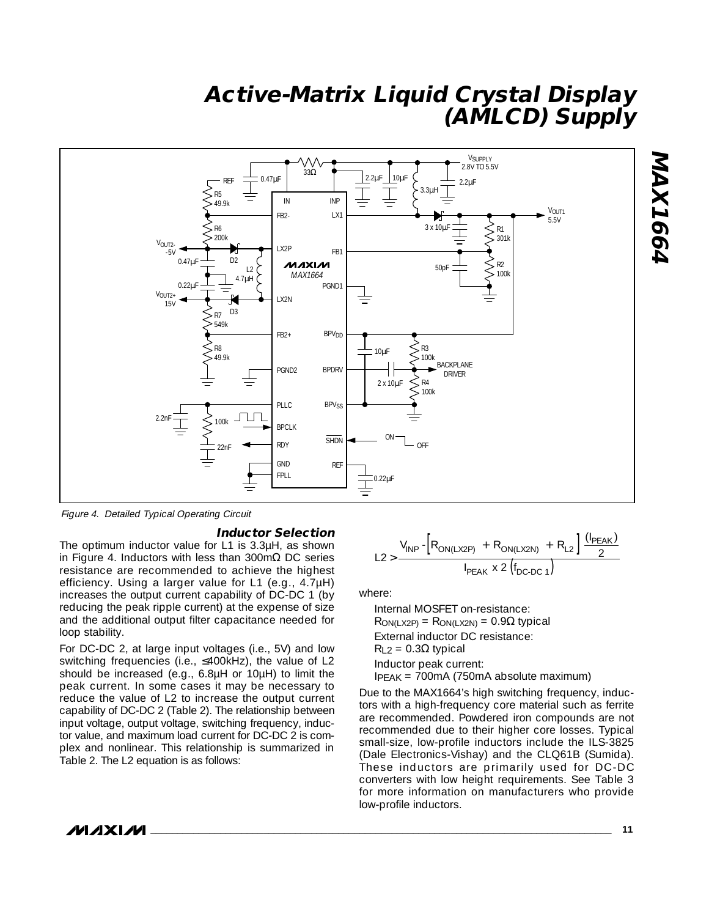Figure 4. Detailed Typical Operating Circuit

### Inductor Selection

The optimum inductor value for L1 is 3.3µH, as shown in Figure 4. Inductors with less than 300mΩ DC series resistance are recommended to achieve the highest efficiency. Using a larger value for L1 (e.g., 4.7µH) increases the output current capability of DC-DC 1 (by reducing the peak ripple current) at the expense of size and the additional output filter capacitance needed for loop stability.

For DC-DC 2, at large input voltages (i.e., 5V) and low switching frequencies (i.e., ≤400kHz), the value of L2 should be increased (e.g., 6.8µH or 10µH) to limit the peak current. In some cases it may be necessary to reduce the value of L2 to increase the output current capability of DC-DC 2 (Table 2). The relationship between input voltage, output voltage, switching frequency, inductor value, and maximum load current for DC-DC 2 is complex and nonlinear. This relationship is summarized in Table 2. The L2 equation is as follows:

$$L2 > \frac{V_{INP} - \left[R_{ON(LX2P)} + R_{ON(LX2N)} + R_{L2}\right] \frac{(I_{PEAK})}{2}}{I_{PEAK} \times 2\left(f_{DC\text{-}DC\ 1}\right)}$$

where:

Internal MOSFET on-resistance:
$R_{ON(LX2P)} = R_{ON(LX2N)} = 0.9\Omega$ typical

External inductor DC resistance:
$R_{L2} = 0.3\Omega$ typical

Inductor peak current:
$I_{PEAK}$ = 700mA (750mA absolute maximum)

Due to the MAX1664's high switching frequency, inductors with a high-frequency core material such as ferrite are recommended. Powdered iron compounds are not recommended due to their higher core losses. Typical small-size, low-profile inductors include the ILS-3825 (Dale Electronics-Vishay) and the CLQ61B (Sumida). These inductors are primarily used for DC-DC converters with low height requirements. See Table 3 for more information on manufacturers who provide low-profile inductors.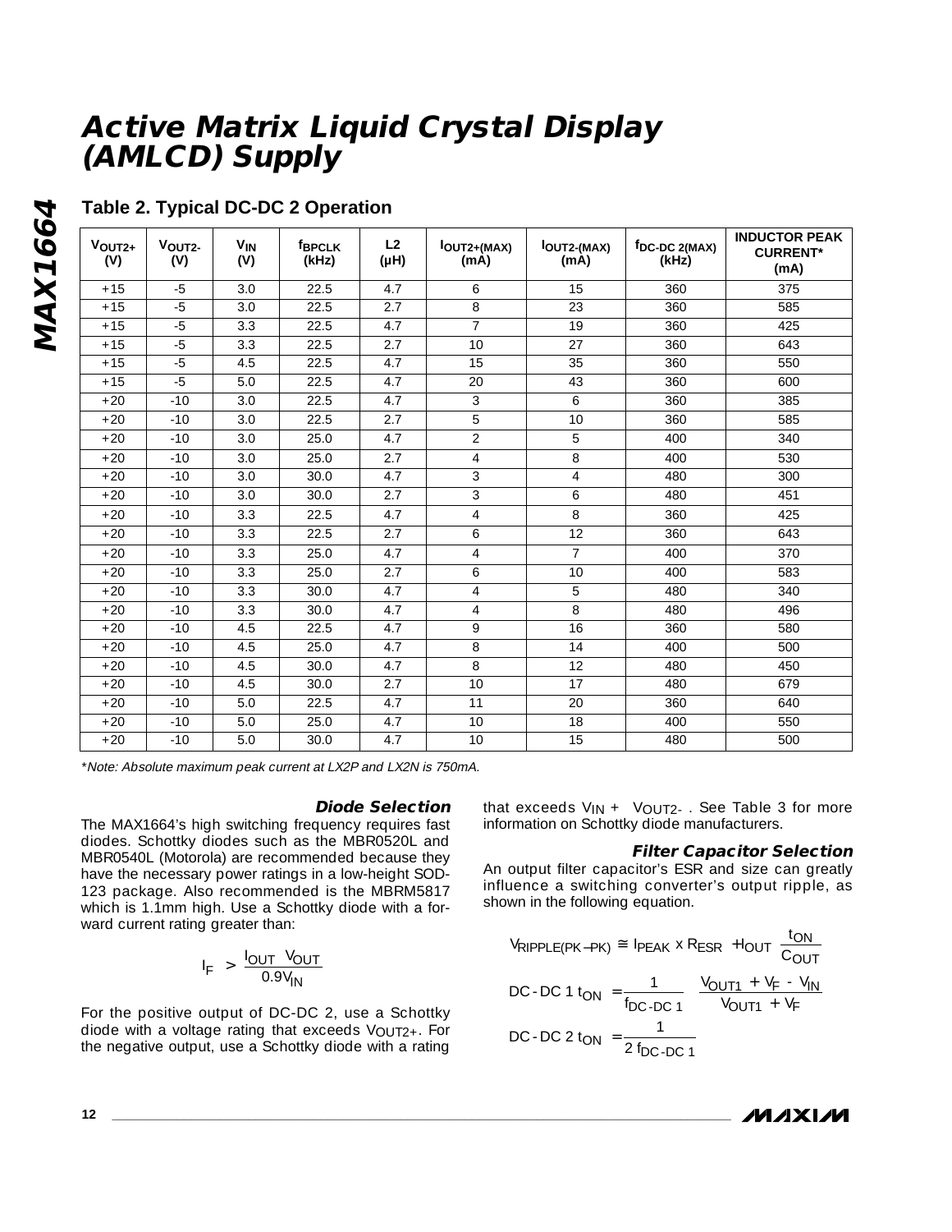# Active Matrix Liquid Crystal Display (AMLCD) Supply

## Table 2. Typical DC-DC 2 Operation

| $V_{OUT2+}$ (V) | $V_{OUT2-}$ (V) | $V_{IN}$ (V) | $f_{BPCLK}$ (kHz) | L2 (µH) | $I_{OUT2+(MAX)}$ (mA) | $I_{OUT2-(MAX)}$ (mA) | $f_{DC\text{-}DC\ 2(MAX)}$ (kHz) | INDUCTOR PEAK CURRENT* (mA) |
|---|---|---|---|---|---|---|---|---|
| +15 | -5 | 3.0 | 22.5 | 4.7 | 6 | 15 | 360 | 375 |
| +15 | -5 | 3.0 | 22.5 | 2.7 | 8 | 23 | 360 | 585 |
| +15 | -5 | 3.3 | 22.5 | 4.7 | 7 | 19 | 360 | 425 |
| +15 | -5 | 3.3 | 22.5 | 2.7 | 10 | 27 | 360 | 643 |
| +15 | -5 | 4.5 | 22.5 | 4.7 | 15 | 35 | 360 | 550 |
| +15 | -5 | 5.0 | 22.5 | 4.7 | 20 | 43 | 360 | 600 |
| +20 | -10 | 3.0 | 22.5 | 4.7 | 3 | 6 | 360 | 385 |
| +20 | -10 | 3.0 | 22.5 | 2.7 | 5 | 10 | 360 | 585 |
| +20 | -10 | 3.0 | 25.0 | 4.7 | 2 | 5 | 400 | 340 |
| +20 | -10 | 3.0 | 25.0 | 2.7 | 4 | 8 | 400 | 530 |
| +20 | -10 | 3.0 | 30.0 | 4.7 | 3 | 4 | 480 | 300 |
| +20 | -10 | 3.0 | 30.0 | 2.7 | 3 | 6 | 480 | 451 |
| +20 | -10 | 3.3 | 22.5 | 4.7 | 4 | 8 | 360 | 425 |
| +20 | -10 | 3.3 | 22.5 | 2.7 | 6 | 12 | 360 | 643 |
| +20 | -10 | 3.3 | 25.0 | 4.7 | 4 | 7 | 400 | 370 |
| +20 | -10 | 3.3 | 25.0 | 2.7 | 6 | 10 | 400 | 583 |
| +20 | -10 | 3.3 | 30.0 | 4.7 | 4 | 5 | 480 | 340 |
| +20 | -10 | 3.3 | 30.0 | 4.7 | 4 | 8 | 480 | 496 |
| +20 | -10 | 4.5 | 22.5 | 4.7 | 9 | 16 | 360 | 580 |
| +20 | -10 | 4.5 | 25.0 | 4.7 | 8 | 14 | 400 | 500 |
| +20 | -10 | 4.5 | 30.0 | 4.7 | 8 | 12 | 480 | 450 |
| +20 | -10 | 4.5 | 30.0 | 2.7 | 10 | 17 | 480 | 679 |
| +20 | -10 | 5.0 | 22.5 | 4.7 | 11 | 20 | 360 | 640 |
| +20 | -10 | 5.0 | 25.0 | 4.7 | 10 | 18 | 400 | 550 |
| +20 | -10 | 5.0 | 30.0 | 4.7 | 10 | 15 | 480 | 500 |

*\*Note: Absolute maximum peak current at LX2P and LX2N is 750mA.*

### Diode Selection

The MAX1664's high switching frequency requires fast diodes. Schottky diodes such as the MBR0520L and MBR0540L (Motorola) are recommended because they have the necessary power ratings in a low-height SOD-123 package. Also recommended is the MBRM5817 which is 1.1mm high. Use a Schottky diode with a forward current rating greater than:

$$I_F > \frac{I_{OUT}\ V_{OUT}}{0.9V_{IN}}$$

For the positive output of DC-DC 2, use a Schottky diode with a voltage rating that exceeds $V_{OUT2+}$. For the negative output, use a Schottky diode with a rating that exceeds $V_{IN} + |V_{OUT2-}|$. See Table 3 for more information on Schottky diode manufacturers.

### Filter Capacitor Selection

An output filter capacitor's ESR and size can greatly influence a switching converter's output ripple, as shown in the following equation.

$$V_{RIPPLE(PK-PK)} \cong I_{PEAK} \times R_{ESR} + I_{OUT}\ \frac{t_{ON}}{C_{OUT}}$$

$$\text{DC-DC 1 } t_{ON} = \frac{1}{f_{DC\text{-}DC\ 1}}\ \frac{V_{OUT1} + V_F - V_{IN}}{V_{OUT1} + V_F}$$

$$\text{DC-DC 2 } t_{ON} = \frac{1}{2\ f_{DC\text{-}DC\ 1}}$$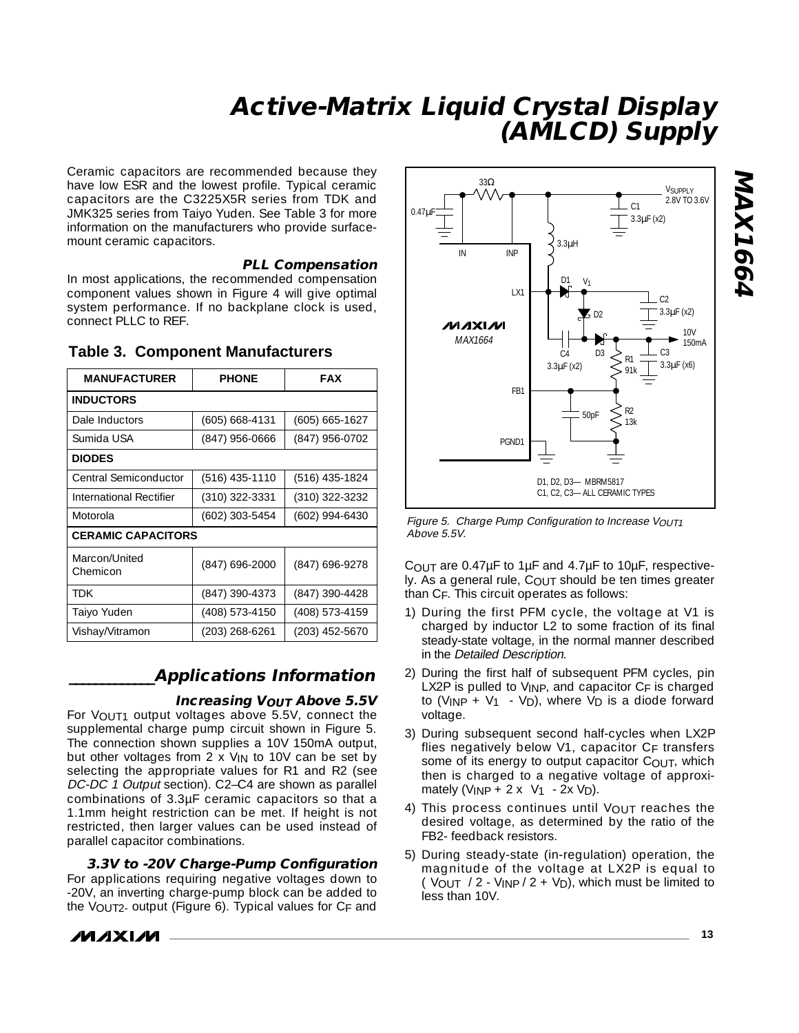Ceramic capacitors are recommended because they have low ESR and the lowest profile. Typical ceramic capacitors are the C3225X5R series from TDK and JMK325 series from Taiyo Yuden. See Table 3 for more information on the manufacturers who provide surface-mount ceramic capacitors.

### PLL Compensation

In most applications, the recommended compensation component values shown in Figure 4 will give optimal system performance. If no backplane clock is used, connect PLLC to REF.

**Table 3. Component Manufacturers**

| MANUFACTURER | PHONE | FAX |
|---|---|---|
| **INDUCTORS** | | |
| Dale Inductors | (605) 668-4131 | (605) 665-1627 |
| Sumida USA | (847) 956-0666 | (847) 956-0702 |
| **DIODES** | | |
| Central Semiconductor | (516) 435-1110 | (516) 435-1824 |
| International Rectifier | (310) 322-3331 | (310) 322-3232 |
| Motorola | (602) 303-5454 | (602) 994-6430 |
| **CERAMIC CAPACITORS** | | |
| Marcon/United Chemicon | (847) 696-2000 | (847) 696-9278 |
| TDK | (847) 390-4373 | (847) 390-4428 |
| Taiyo Yuden | (408) 573-4150 | (408) 573-4159 |
| Vishay/Vitramon | (203) 268-6261 | (203) 452-5670 |

## Applications Information

### Increasing $V_{OUT}$ Above 5.5V

For $V_{OUT1}$ output voltages above 5.5V, connect the supplemental charge pump circuit shown in Figure 5. The connection shown supplies a 10V 150mA output, but other voltages from 2 x $V_{IN}$ to 10V can be set by selecting the appropriate values for R1 and R2 (see *DC-DC 1 Output* section). C2–C4 are shown as parallel combinations of 3.3µF ceramic capacitors so that a 1.1mm height restriction can be met. If height is not restricted, then larger values can be used instead of parallel capacitor combinations.

### 3.3V to -20V Charge-Pump Configuration

For applications requiring negative voltages down to -20V, an inverting charge-pump block can be added to the $V_{OUT2-}$ output (Figure 6). Typical values for $C_F$ and $C_{OUT}$ are 0.47µF to 1µF and 4.7µF to 10µF, respectively. As a general rule, $C_{OUT}$ should be ten times greater than $C_F$. This circuit operates as follows:

1) During the first PFM cycle, the voltage at V1 is charged by inductor L2 to some fraction of its final steady-state voltage, in the normal manner described in the *Detailed Description*.
2) During the first half of subsequent PFM cycles, pin LX2P is pulled to $V_{INP}$, and capacitor $C_F$ is charged to ($V_{INP}$ + $V_1$ - $V_D$), where $V_D$ is a diode forward voltage.
3) During subsequent second half-cycles when LX2P flies negatively below V1, capacitor $C_F$ transfers some of its energy to output capacitor $C_{OUT}$, which then is charged to a negative voltage of approximately ($V_{INP}$ + 2 x $V_1$ - 2x $V_D$).
4) This process continues until $V_{OUT}$ reaches the desired voltage, as determined by the ratio of the FB2- feedback resistors.
5) During steady-state (in-regulation) operation, the magnitude of the voltage at LX2P is equal to ( $V_{OUT}$ / 2 - $V_{INP}$ / 2 + $V_D$), which must be limited to less than 10V.

*Figure 5. Charge Pump Configuration to Increase $V_{OUT1}$ Above 5.5V.*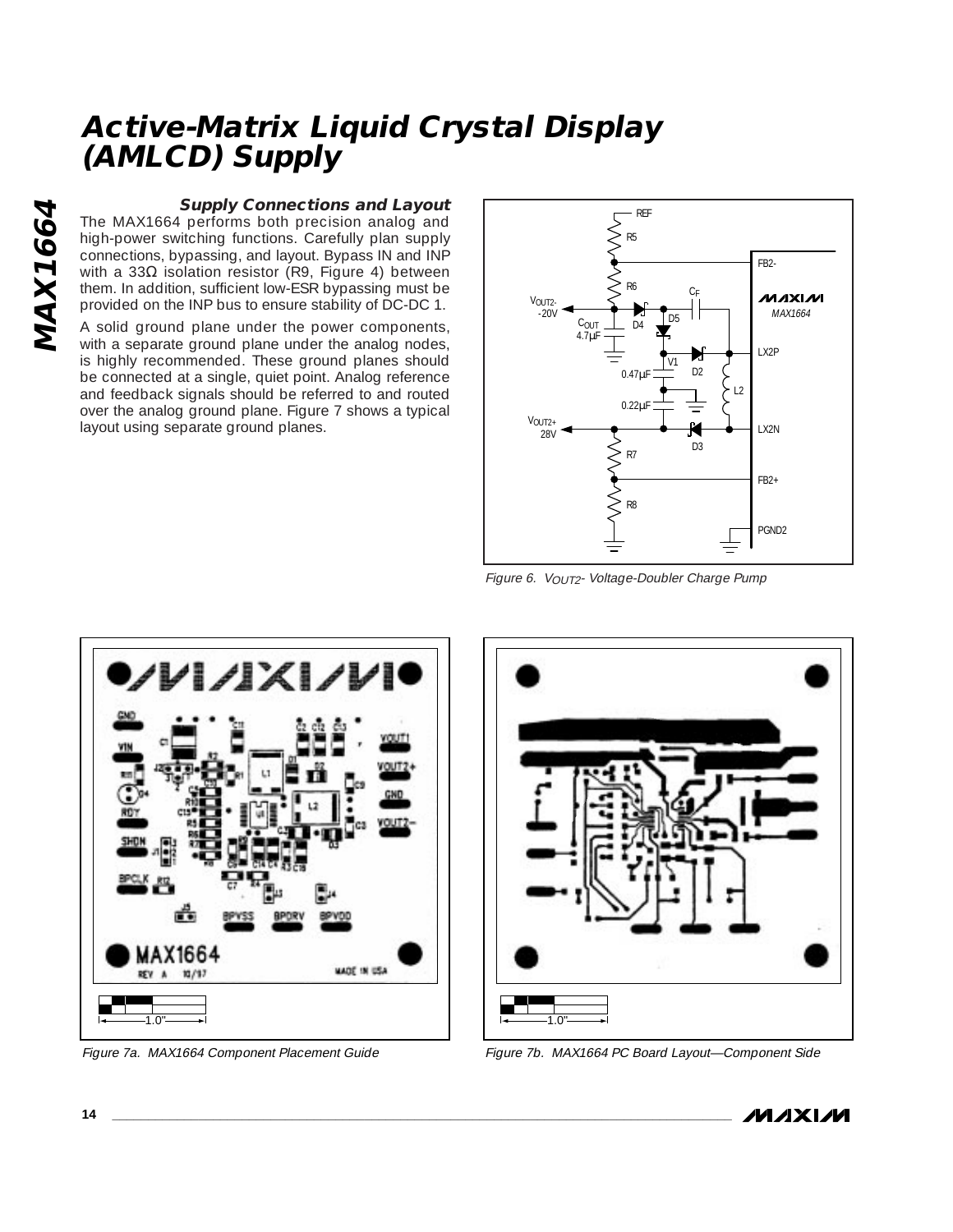## Supply Connections and Layout

The MAX1664 performs both precision analog and high-power switching functions. Carefully plan supply connections, bypassing, and layout. Bypass IN and INP with a 33Ω isolation resistor (R9, Figure 4) between them. In addition, sufficient low-ESR bypassing must be provided on the INP bus to ensure stability of DC-DC 1.

A solid ground plane under the power components, with a separate ground plane under the analog nodes, is highly recommended. These ground planes should be connected at a single, quiet point. Analog reference and feedback signals should be referred to and routed over the analog ground plane. Figure 7 shows a typical layout using separate ground planes.

*Figure 6. $V_{OUT2-}$ Voltage-Doubler Charge Pump*

*Figure 7a. MAX1664 Component Placement Guide*

*Figure 7b. MAX1664 PC Board Layout—Component Side*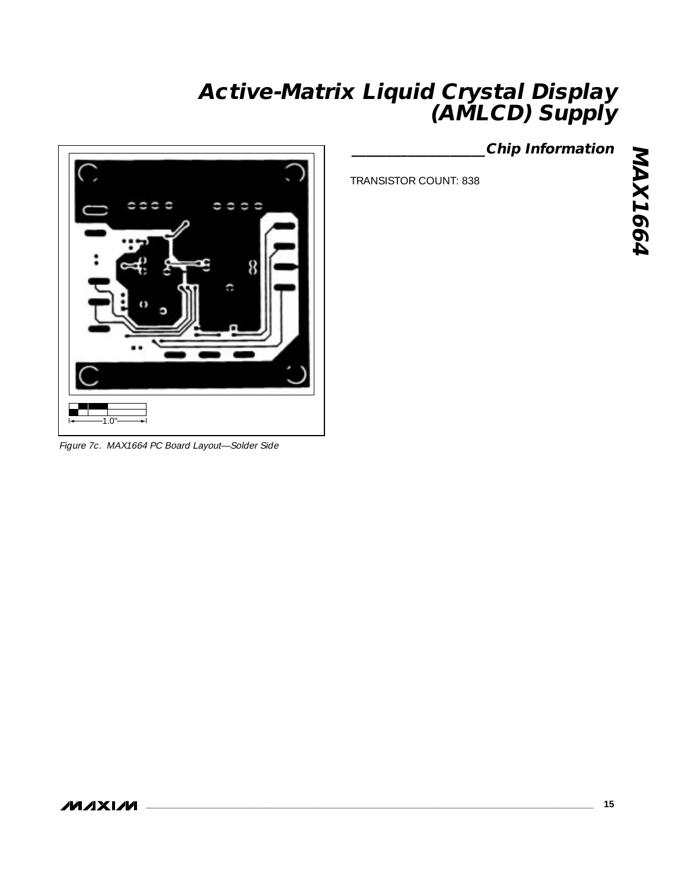Figure 7c. MAX1664 PC Board Layout—Solder Side

## Chip Information

TRANSISTOR COUNT: 838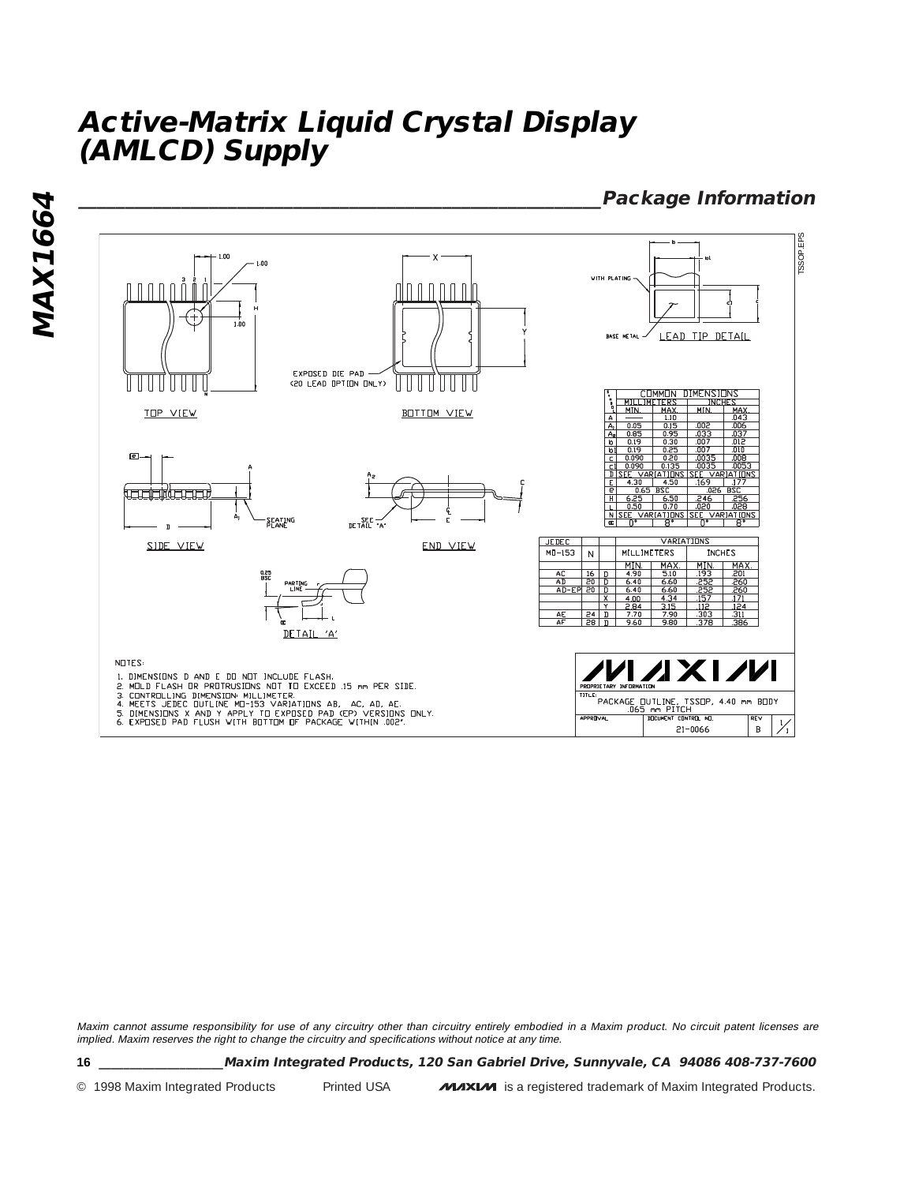# Active-Matrix Liquid Crystal Display (AMLCD) Supply

## Package Information

TOP VIEW

BOTTOM VIEW

EXPOSED DIE PAD (20 LEAD OPTION ONLY)

WITH PLATING

BASE METAL

LEAD TIP DETAIL

SIDE VIEW

SEATING PLANE

SEE DETAIL "A"

END VIEW

DETAIL 'A'

PARTING LINE

0.25 BSC

| SYMBOL | COMMON DIMENSIONS | | | |
|---|---|---|---|---|
| | MILLIMETERS | | INCHES | |
| | MIN. | MAX. | MIN. | MAX. |
| A | —— | 1.10 | | .043 |
| $A_1$ | 0.05 | 0.15 | .002 | .006 |
| $A_2$ | 0.85 | 0.95 | .033 | .037 |
| b | 0.19 | 0.30 | .007 | .012 |
| b1 | 0.19 | 0.25 | .007 | .010 |
| c | 0.090 | 0.20 | .0035 | .008 |
| c1 | 0.090 | 0.135 | .0035 | .0053 |
| D | SEE VARIATIONS | | SEE VARIATIONS | |
| E | 4.30 | 4.50 | .169 | .177 |
| e | 0.65 BSC | | .026 BSC | |
| H | 6.25 | 6.50 | .246 | .256 |
| L | 0.50 | 0.70 | .020 | .028 |
| N | SEE VARIATIONS | | SEE VARIATIONS | |
| α | 0° | 8° | 0° | 8° |

| JEDEC | | | VARIATIONS | | | |
|---|---|---|---|---|---|---|
| MO-153 | N | | MILLIMETERS | | INCHES | |
| | | | MIN. | MAX. | MIN. | MAX. |
| AC | 16 | D | 4.90 | 5.10 | .193 | .201 |
| AD | 20 | D | 6.40 | 6.60 | .252 | .260 |
| AD-EP | 20 | D | 6.40 | 6.60 | .252 | .260 |
| | | X | 4.00 | 4.34 | .157 | .171 |
| | | Y | 2.84 | 3.15 | .112 | .124 |
| AE | 24 | D | 7.70 | 7.90 | .303 | .311 |
| AF | 28 | D | 9.60 | 9.80 | .378 | .386 |

NOTES:

1. DIMENSIONS D AND E DO NOT INCLUDE FLASH.
2. MOLD FLASH OR PROTRUSIONS NOT TO EXCEED .15 mm PER SIDE.
3. CONTROLLING DIMENSION: MILLIMETER.
4. MEETS JEDEC OUTLINE MO-153 VARIATIONS AB, AC, AD, AE.
5. DIMENSIONS X AND Y APPLY TO EXPOSED PAD (EP) VERSIONS ONLY.
6. EXPOSED PAD FLUSH WITH BOTTOM OF PACKAGE WITHIN .002".

MAXIM PROPRIETARY INFORMATION

TITLE: PACKAGE OUTLINE, TSSOP, 4.40 mm BODY .065 mm PITCH

APPROVAL | DOCUMENT CONTROL NO. 21-0066 | REV B | 1/1

TSSOP.EPS

*Maxim cannot assume responsibility for use of any circuitry other than circuitry entirely embodied in a Maxim product. No circuit patent licenses are implied. Maxim reserves the right to change the circuitry and specifications without notice at any time.*

***Maxim Integrated Products, 120 San Gabriel Drive, Sunnyvale, CA 94086 408-737-7600***

© 1998 Maxim Integrated Products Printed USA MAXIM is a registered trademark of Maxim Integrated Products.